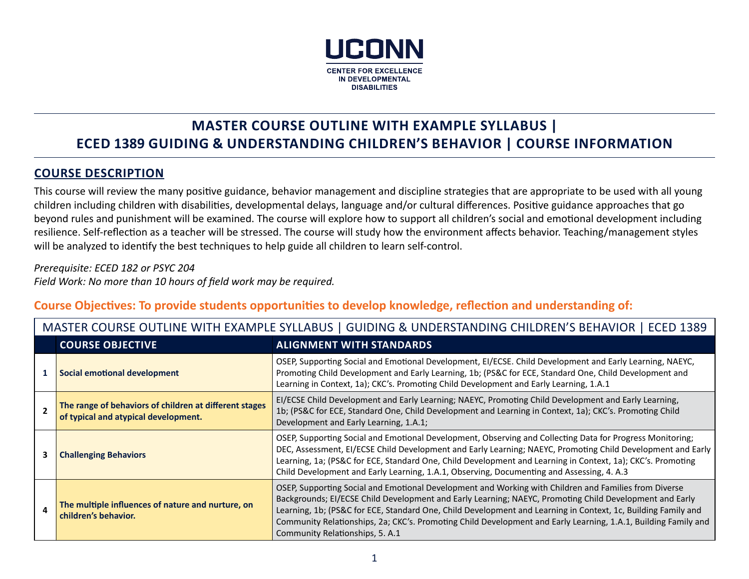UCONN

CENTER FOR EXCELLENCE IN DEVELOPMENTAL DISABILITIES

# MASTER COURSE OUTLINE WITH EXAMPLE SYLLABUS | ECED 1389 GUIDING & UNDERSTANDING CHILDREN'S BEHAVIOR | COURSE INFORMATION

## COURSE DESCRIPTION

This course will review the many positive guidance, behavior management and discipline strategies that are appropriate to be used with all young children including children with disabilities, developmental delays, language and/or cultural differences. Positive guidance approaches that go beyond rules and punishment will be examined. The course will explore how to support all children's social and emotional development including resilience. Self-reflection as a teacher will be stressed. The course will study how the environment affects behavior. Teaching/management styles will be analyzed to identify the best techniques to help guide all children to learn self-control.

*Prerequisite: ECED 182 or PSYC 204*
*Field Work: No more than 10 hours of field work may be required.*

## Course Objectives: To provide students opportunities to develop knowledge, reflection and understanding of:

MASTER COURSE OUTLINE WITH EXAMPLE SYLLABUS | GUIDING & UNDERSTANDING CHILDREN'S BEHAVIOR | ECED 1389

| | COURSE OBJECTIVE | ALIGNMENT WITH STANDARDS |
|---|---|---|
| 1 | **Social emotional development** | OSEP, Supporting Social and Emotional Development, EI/ECSE. Child Development and Early Learning, NAEYC, Promoting Child Development and Early Learning, 1b; (PS&C for ECE, Standard One, Child Development and Learning in Context, 1a); CKC's. Promoting Child Development and Early Learning, 1.A.1 |
| 2 | **The range of behaviors of children at different stages of typical and atypical development.** | EI/ECSE Child Development and Early Learning; NAEYC, Promoting Child Development and Early Learning, 1b; (PS&C for ECE, Standard One, Child Development and Learning in Context, 1a); CKC's. Promoting Child Development and Early Learning, 1.A.1; |
| 3 | **Challenging Behaviors** | OSEP, Supporting Social and Emotional Development, Observing and Collecting Data for Progress Monitoring; DEC, Assessment, EI/ECSE Child Development and Early Learning; NAEYC, Promoting Child Development and Early Learning, 1a; (PS&C for ECE, Standard One, Child Development and Learning in Context, 1a); CKC's. Promoting Child Development and Early Learning, 1.A.1, Observing, Documenting and Assessing, 4. A.3 |
| 4 | **The multiple influences of nature and nurture, on children's behavior.** | OSEP, Supporting Social and Emotional Development and Working with Children and Families from Diverse Backgrounds; EI/ECSE Child Development and Early Learning; NAEYC, Promoting Child Development and Early Learning, 1b; (PS&C for ECE, Standard One, Child Development and Learning in Context, 1c, Building Family and Community Relationships, 2a; CKC's. Promoting Child Development and Early Learning, 1.A.1, Building Family and Community Relationships, 5. A.1 |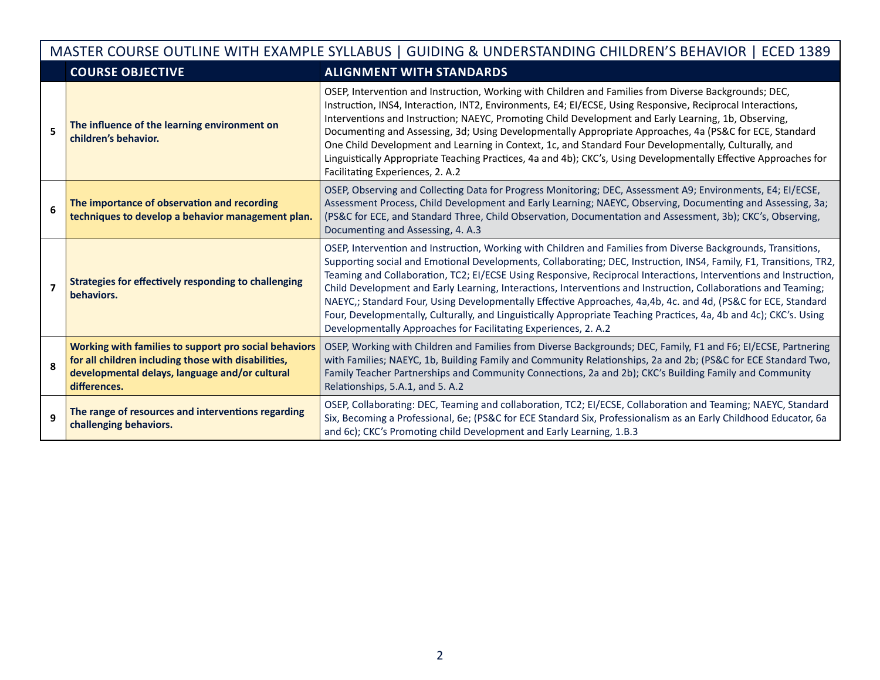| | COURSE OBJECTIVE | ALIGNMENT WITH STANDARDS |
|---|---|---|
| 5 | **The influence of the learning environment on children's behavior.** | OSEP, Intervention and Instruction, Working with Children and Families from Diverse Backgrounds; DEC, Instruction, INS4, Interaction, INT2, Environments, E4; EI/ECSE, Using Responsive, Reciprocal Interactions, Interventions and Instruction; NAEYC, Promoting Child Development and Early Learning, 1b, Observing, Documenting and Assessing, 3d; Using Developmentally Appropriate Approaches, 4a (PS&C for ECE, Standard One Child Development and Learning in Context, 1c, and Standard Four Developmentally, Culturally, and Linguistically Appropriate Teaching Practices, 4a and 4b); CKC's, Using Developmentally Effective Approaches for Facilitating Experiences, 2. A.2 |
| 6 | **The importance of observation and recording techniques to develop a behavior management plan.** | OSEP, Observing and Collecting Data for Progress Monitoring; DEC, Assessment A9; Environments, E4; EI/ECSE, Assessment Process, Child Development and Early Learning; NAEYC, Observing, Documenting and Assessing, 3a; (PS&C for ECE, and Standard Three, Child Observation, Documentation and Assessment, 3b); CKC's, Observing, Documenting and Assessing, 4. A.3 |
| 7 | **Strategies for effectively responding to challenging behaviors.** | OSEP, Intervention and Instruction, Working with Children and Families from Diverse Backgrounds, Transitions, Supporting social and Emotional Developments, Collaborating; DEC, Instruction, INS4, Family, F1, Transitions, TR2, Teaming and Collaboration, TC2; EI/ECSE Using Responsive, Reciprocal Interactions, Interventions and Instruction, Child Development and Early Learning, Interactions, Interventions and Instruction, Collaborations and Teaming; NAEYC,; Standard Four, Using Developmentally Effective Approaches, 4a,4b, 4c. and 4d, (PS&C for ECE, Standard Four, Developmentally, Culturally, and Linguistically Appropriate Teaching Practices, 4a, 4b and 4c); CKC's. Using Developmentally Approaches for Facilitating Experiences, 2. A.2 |
| 8 | **Working with families to support pro social behaviors for all children including those with disabilities, developmental delays, language and/or cultural differences.** | OSEP, Working with Children and Families from Diverse Backgrounds; DEC, Family, F1 and F6; EI/ECSE, Partnering with Families; NAEYC, 1b, Building Family and Community Relationships, 2a and 2b; (PS&C for ECE Standard Two, Family Teacher Partnerships and Community Connections, 2a and 2b); CKC's Building Family and Community Relationships, 5.A.1, and 5. A.2 |
| 9 | **The range of resources and interventions regarding challenging behaviors.** | OSEP, Collaborating: DEC, Teaming and collaboration, TC2; EI/ECSE, Collaboration and Teaming; NAEYC, Standard Six, Becoming a Professional, 6e; (PS&C for ECE Standard Six, Professionalism as an Early Childhood Educator, 6a and 6c); CKC's Promoting child Development and Early Learning, 1.B.3 |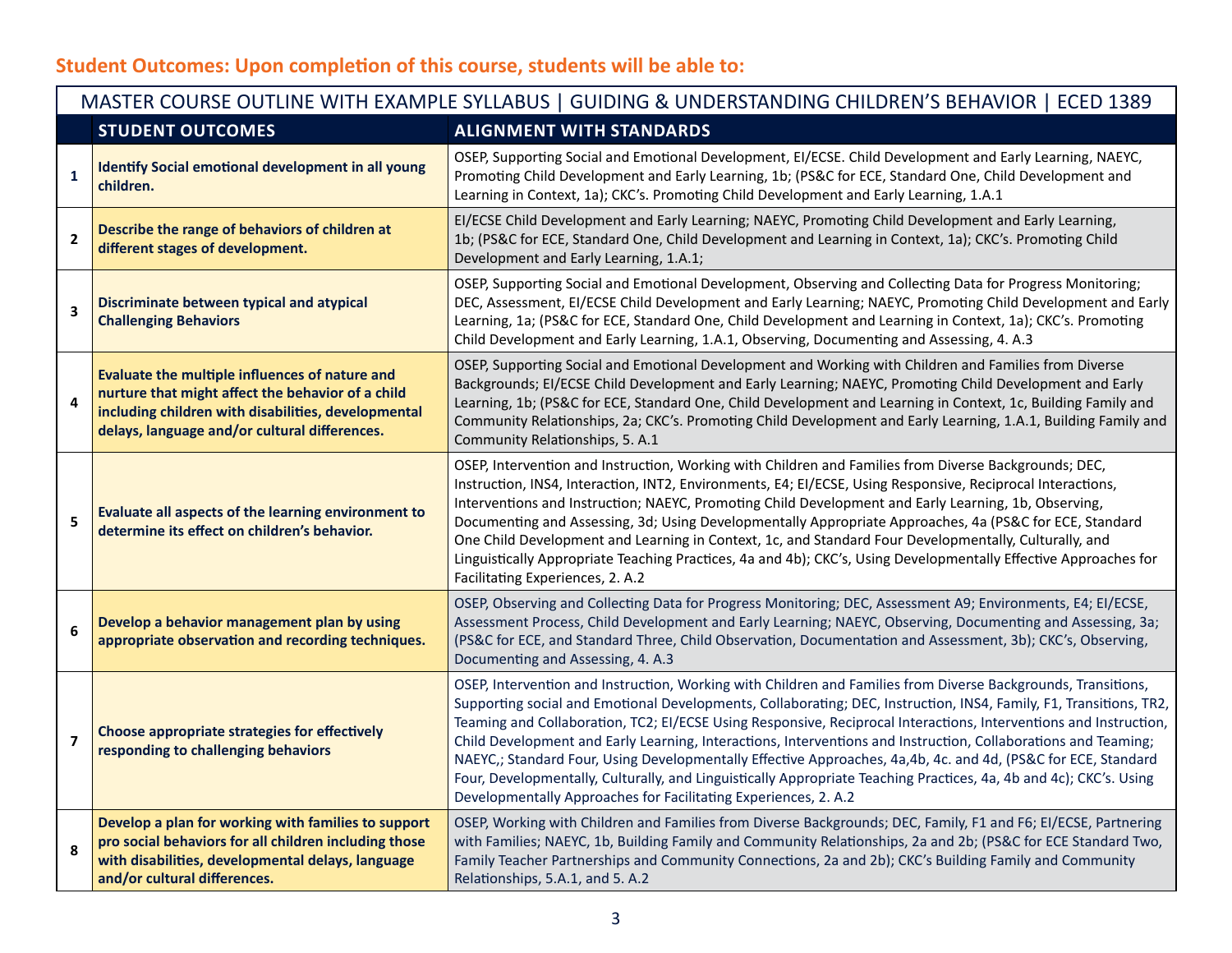## Student Outcomes: Upon completion of this course, students will be able to:

| MASTER COURSE OUTLINE WITH EXAMPLE SYLLABUS \| GUIDING & UNDERSTANDING CHILDREN'S BEHAVIOR \| ECED 1389 | | |
|---|---|---|
| | **STUDENT OUTCOMES** | **ALIGNMENT WITH STANDARDS** |
| 1 | **Identify Social emotional development in all young children.** | OSEP, Supporting Social and Emotional Development, EI/ECSE. Child Development and Early Learning, NAEYC, Promoting Child Development and Early Learning, 1b; (PS&C for ECE, Standard One, Child Development and Learning in Context, 1a); CKC's. Promoting Child Development and Early Learning, 1.A.1 |
| 2 | **Describe the range of behaviors of children at different stages of development.** | EI/ECSE Child Development and Early Learning; NAEYC, Promoting Child Development and Early Learning, 1b; (PS&C for ECE, Standard One, Child Development and Learning in Context, 1a); CKC's. Promoting Child Development and Early Learning, 1.A.1; |
| 3 | **Discriminate between typical and atypical Challenging Behaviors** | OSEP, Supporting Social and Emotional Development, Observing and Collecting Data for Progress Monitoring; DEC, Assessment, EI/ECSE Child Development and Early Learning; NAEYC, Promoting Child Development and Early Learning, 1a; (PS&C for ECE, Standard One, Child Development and Learning in Context, 1a); CKC's. Promoting Child Development and Early Learning, 1.A.1, Observing, Documenting and Assessing, 4. A.3 |
| 4 | **Evaluate the multiple influences of nature and nurture that might affect the behavior of a child including children with disabilities, developmental delays, language and/or cultural differences.** | OSEP, Supporting Social and Emotional Development and Working with Children and Families from Diverse Backgrounds; EI/ECSE Child Development and Early Learning; NAEYC, Promoting Child Development and Early Learning, 1b; (PS&C for ECE, Standard One, Child Development and Learning in Context, 1c, Building Family and Community Relationships, 2a; CKC's. Promoting Child Development and Early Learning, 1.A.1, Building Family and Community Relationships, 5. A.1 |
| 5 | **Evaluate all aspects of the learning environment to determine its effect on children's behavior.** | OSEP, Intervention and Instruction, Working with Children and Families from Diverse Backgrounds; DEC, Instruction, INS4, Interaction, INT2, Environments, E4; EI/ECSE, Using Responsive, Reciprocal Interactions, Interventions and Instruction; NAEYC, Promoting Child Development and Early Learning, 1b, Observing, Documenting and Assessing, 3d; Using Developmentally Appropriate Approaches, 4a (PS&C for ECE, Standard One Child Development and Learning in Context, 1c, and Standard Four Developmentally, Culturally, and Linguistically Appropriate Teaching Practices, 4a and 4b); CKC's, Using Developmentally Effective Approaches for Facilitating Experiences, 2. A.2 |
| 6 | **Develop a behavior management plan by using appropriate observation and recording techniques.** | OSEP, Observing and Collecting Data for Progress Monitoring; DEC, Assessment A9; Environments, E4; EI/ECSE, Assessment Process, Child Development and Early Learning; NAEYC, Observing, Documenting and Assessing, 3a; (PS&C for ECE, and Standard Three, Child Observation, Documentation and Assessment, 3b); CKC's, Observing, Documenting and Assessing, 4. A.3 |
| 7 | **Choose appropriate strategies for effectively responding to challenging behaviors** | OSEP, Intervention and Instruction, Working with Children and Families from Diverse Backgrounds, Transitions, Supporting social and Emotional Developments, Collaborating; DEC, Instruction, INS4, Family, F1, Transitions, TR2, Teaming and Collaboration, TC2; EI/ECSE Using Responsive, Reciprocal Interactions, Interventions and Instruction, Child Development and Early Learning, Interactions, Interventions and Instruction, Collaborations and Teaming; NAEYC,; Standard Four, Using Developmentally Effective Approaches, 4a,4b, 4c. and 4d, (PS&C for ECE, Standard Four, Developmentally, Culturally, and Linguistically Appropriate Teaching Practices, 4a, 4b and 4c); CKC's. Using Developmentally Approaches for Facilitating Experiences, 2. A.2 |
| 8 | **Develop a plan for working with families to support pro social behaviors for all children including those with disabilities, developmental delays, language and/or cultural differences.** | OSEP, Working with Children and Families from Diverse Backgrounds; DEC, Family, F1 and F6; EI/ECSE, Partnering with Families; NAEYC, 1b, Building Family and Community Relationships, 2a and 2b; (PS&C for ECE Standard Two, Family Teacher Partnerships and Community Connections, 2a and 2b); CKC's Building Family and Community Relationships, 5.A.1, and 5. A.2 |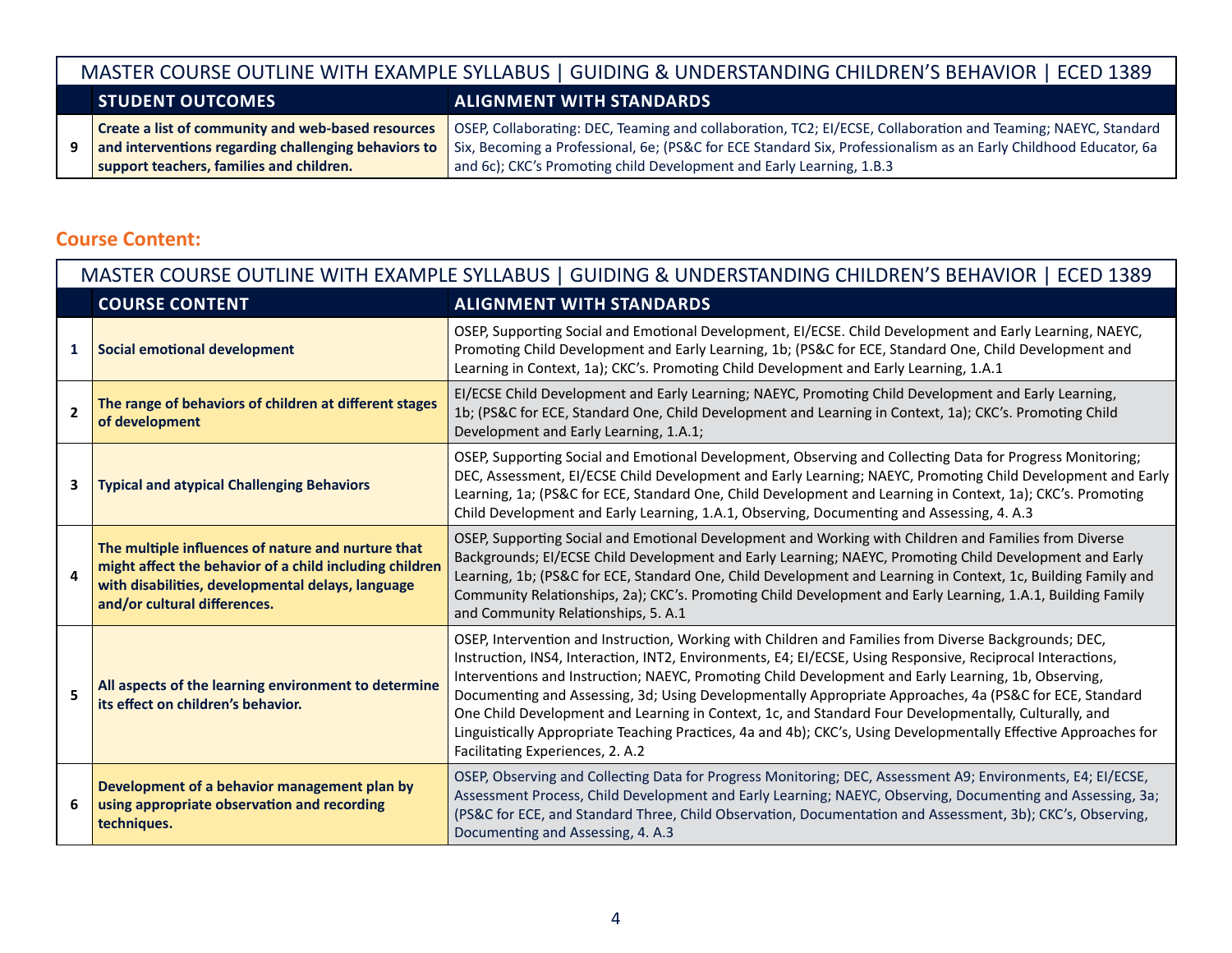| MASTER COURSE OUTLINE WITH EXAMPLE SYLLABUS \| GUIDING & UNDERSTANDING CHILDREN'S BEHAVIOR \| ECED 1389 | | |
|---|---|---|
| | **STUDENT OUTCOMES** | **ALIGNMENT WITH STANDARDS** |
| 9 | **Create a list of community and web-based resources and interventions regarding challenging behaviors to support teachers, families and children.** | OSEP, Collaborating: DEC, Teaming and collaboration, TC2; EI/ECSE, Collaboration and Teaming; NAEYC, Standard Six, Becoming a Professional, 6e; (PS&C for ECE Standard Six, Professionalism as an Early Childhood Educator, 6a and 6c); CKC's Promoting child Development and Early Learning, 1.B.3 |

## Course Content:

| MASTER COURSE OUTLINE WITH EXAMPLE SYLLABUS \| GUIDING & UNDERSTANDING CHILDREN'S BEHAVIOR \| ECED 1389 | | |
|---|---|---|
| | **COURSE CONTENT** | **ALIGNMENT WITH STANDARDS** |
| 1 | **Social emotional development** | OSEP, Supporting Social and Emotional Development, EI/ECSE. Child Development and Early Learning, NAEYC, Promoting Child Development and Early Learning, 1b; (PS&C for ECE, Standard One, Child Development and Learning in Context, 1a); CKC's. Promoting Child Development and Early Learning, 1.A.1 |
| 2 | **The range of behaviors of children at different stages of development** | EI/ECSE Child Development and Early Learning; NAEYC, Promoting Child Development and Early Learning, 1b; (PS&C for ECE, Standard One, Child Development and Learning in Context, 1a); CKC's. Promoting Child Development and Early Learning, 1.A.1; |
| 3 | **Typical and atypical Challenging Behaviors** | OSEP, Supporting Social and Emotional Development, Observing and Collecting Data for Progress Monitoring; DEC, Assessment, EI/ECSE Child Development and Early Learning; NAEYC, Promoting Child Development and Early Learning, 1a; (PS&C for ECE, Standard One, Child Development and Learning in Context, 1a); CKC's. Promoting Child Development and Early Learning, 1.A.1, Observing, Documenting and Assessing, 4. A.3 |
| 4 | **The multiple influences of nature and nurture that might affect the behavior of a child including children with disabilities, developmental delays, language and/or cultural differences.** | OSEP, Supporting Social and Emotional Development and Working with Children and Families from Diverse Backgrounds; EI/ECSE Child Development and Early Learning; NAEYC, Promoting Child Development and Early Learning, 1b; (PS&C for ECE, Standard One, Child Development and Learning in Context, 1c, Building Family and Community Relationships, 2a); CKC's. Promoting Child Development and Early Learning, 1.A.1, Building Family and Community Relationships, 5. A.1 |
| 5 | **All aspects of the learning environment to determine its effect on children's behavior.** | OSEP, Intervention and Instruction, Working with Children and Families from Diverse Backgrounds; DEC, Instruction, INS4, Interaction, INT2, Environments, E4; EI/ECSE, Using Responsive, Reciprocal Interactions, Interventions and Instruction; NAEYC, Promoting Child Development and Early Learning, 1b, Observing, Documenting and Assessing, 3d; Using Developmentally Appropriate Approaches, 4a (PS&C for ECE, Standard One Child Development and Learning in Context, 1c, and Standard Four Developmentally, Culturally, and Linguistically Appropriate Teaching Practices, 4a and 4b); CKC's, Using Developmentally Effective Approaches for Facilitating Experiences, 2. A.2 |
| 6 | **Development of a behavior management plan by using appropriate observation and recording techniques.** | OSEP, Observing and Collecting Data for Progress Monitoring; DEC, Assessment A9; Environments, E4; EI/ECSE, Assessment Process, Child Development and Early Learning; NAEYC, Observing, Documenting and Assessing, 3a; (PS&C for ECE, and Standard Three, Child Observation, Documentation and Assessment, 3b); CKC's, Observing, Documenting and Assessing, 4. A.3 |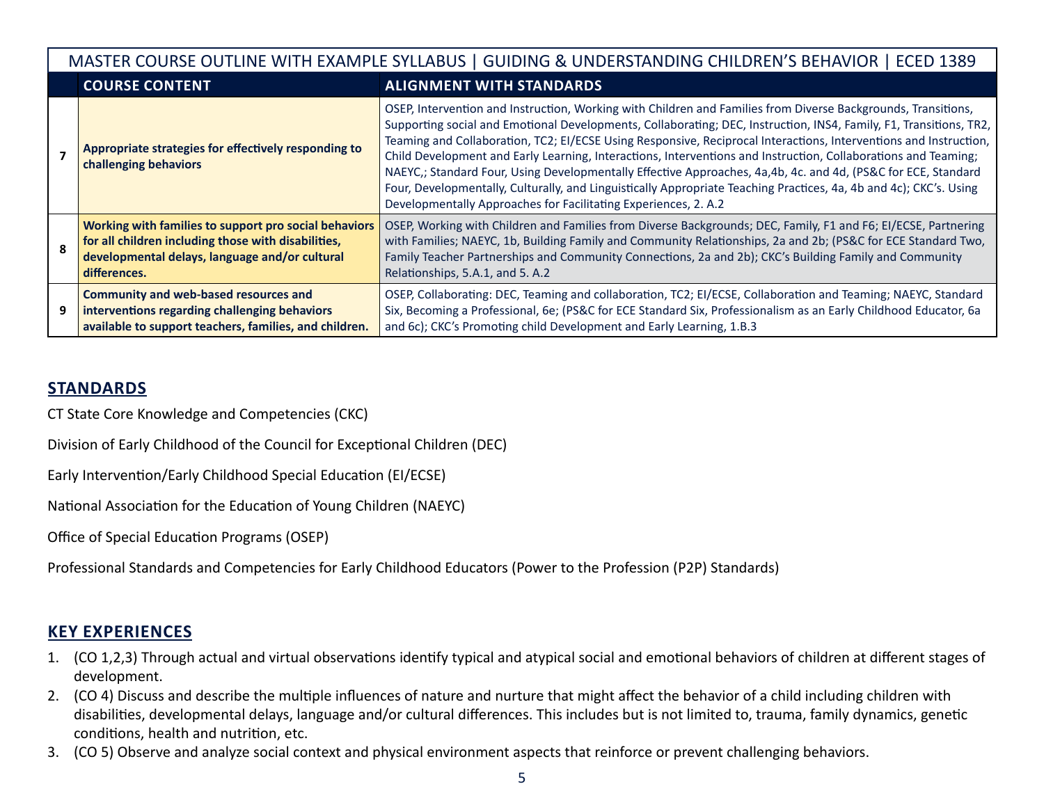| MASTER COURSE OUTLINE WITH EXAMPLE SYLLABUS \| GUIDING & UNDERSTANDING CHILDREN'S BEHAVIOR \| ECED 1389 | | |
|---|---|---|
| | **COURSE CONTENT** | **ALIGNMENT WITH STANDARDS** |
| 7 | **Appropriate strategies for effectively responding to challenging behaviors** | OSEP, Intervention and Instruction, Working with Children and Families from Diverse Backgrounds, Transitions, Supporting social and Emotional Developments, Collaborating; DEC, Instruction, INS4, Family, F1, Transitions, TR2, Teaming and Collaboration, TC2; EI/ECSE Using Responsive, Reciprocal Interactions, Interventions and Instruction, Child Development and Early Learning, Interactions, Interventions and Instruction, Collaborations and Teaming; NAEYC,; Standard Four, Using Developmentally Effective Approaches, 4a,4b, 4c. and 4d, (PS&C for ECE, Standard Four, Developmentally, Culturally, and Linguistically Appropriate Teaching Practices, 4a, 4b and 4c); CKC's. Using Developmentally Approaches for Facilitating Experiences, 2. A.2 |
| 8 | **Working with families to support pro social behaviors for all children including those with disabilities, developmental delays, language and/or cultural differences.** | OSEP, Working with Children and Families from Diverse Backgrounds; DEC, Family, F1 and F6; EI/ECSE, Partnering with Families; NAEYC, 1b, Building Family and Community Relationships, 2a and 2b; (PS&C for ECE Standard Two, Family Teacher Partnerships and Community Connections, 2a and 2b); CKC's Building Family and Community Relationships, 5.A.1, and 5. A.2 |
| 9 | **Community and web-based resources and interventions regarding challenging behaviors available to support teachers, families, and children.** | OSEP, Collaborating: DEC, Teaming and collaboration, TC2; EI/ECSE, Collaboration and Teaming; NAEYC, Standard Six, Becoming a Professional, 6e; (PS&C for ECE Standard Six, Professionalism as an Early Childhood Educator, 6a and 6c); CKC's Promoting child Development and Early Learning, 1.B.3 |

## STANDARDS

CT State Core Knowledge and Competencies (CKC)

Division of Early Childhood of the Council for Exceptional Children (DEC)

Early Intervention/Early Childhood Special Education (EI/ECSE)

National Association for the Education of Young Children (NAEYC)

Office of Special Education Programs (OSEP)

Professional Standards and Competencies for Early Childhood Educators (Power to the Profession (P2P) Standards)

## KEY EXPERIENCES

1. (CO 1,2,3) Through actual and virtual observations identify typical and atypical social and emotional behaviors of children at different stages of development.
2. (CO 4) Discuss and describe the multiple influences of nature and nurture that might affect the behavior of a child including children with disabilities, developmental delays, language and/or cultural differences. This includes but is not limited to, trauma, family dynamics, genetic conditions, health and nutrition, etc.
3. (CO 5) Observe and analyze social context and physical environment aspects that reinforce or prevent challenging behaviors.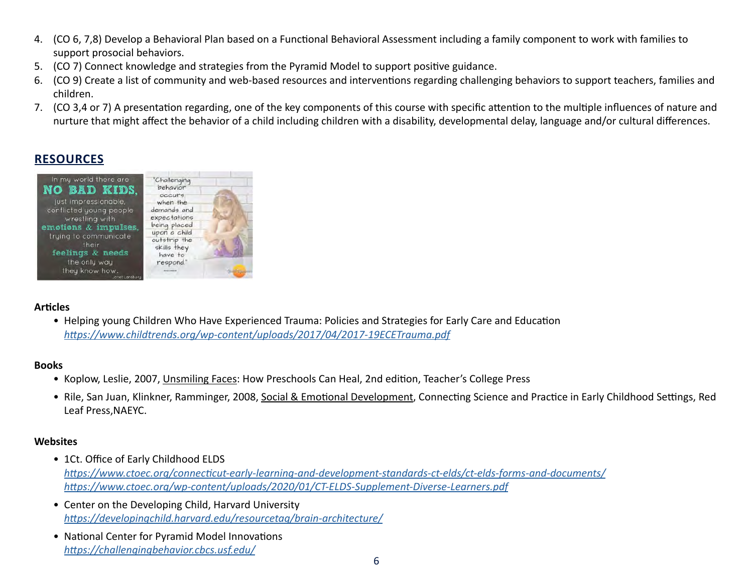4. (CO 6, 7,8) Develop a Behavioral Plan based on a Functional Behavioral Assessment including a family component to work with families to support prosocial behaviors.
5. (CO 7) Connect knowledge and strategies from the Pyramid Model to support positive guidance.
6. (CO 9) Create a list of community and web-based resources and interventions regarding challenging behaviors to support teachers, families and children.
7. (CO 3,4 or 7) A presentation regarding, one of the key components of this course with specific attention to the multiple influences of nature and nurture that might affect the behavior of a child including children with a disability, developmental delay, language and/or cultural differences.

## RESOURCES

**Articles**

- Helping young Children Who Have Experienced Trauma: Policies and Strategies for Early Care and Education
  *https://www.childtrends.org/wp-content/uploads/2017/04/2017-19ECETrauma.pdf*

**Books**

- Koplow, Leslie, 2007, Unsmiling Faces: How Preschools Can Heal, 2nd edition, Teacher's College Press
- Rile, San Juan, Klinkner, Ramminger, 2008, Social & Emotional Development, Connecting Science and Practice in Early Childhood Settings, Red Leaf Press,NAEYC.

**Websites**

- 1Ct. Office of Early Childhood ELDS
  *https://www.ctoec.org/connecticut-early-learning-and-development-standards-ct-elds/ct-elds-forms-and-documents/*
  *https://www.ctoec.org/wp-content/uploads/2020/01/CT-ELDS-Supplement-Diverse-Learners.pdf*
- Center on the Developing Child, Harvard University
  *https://developingchild.harvard.edu/resourcetag/brain-architecture/*
- National Center for Pyramid Model Innovations
  *https://challengingbehavior.cbcs.usf.edu/*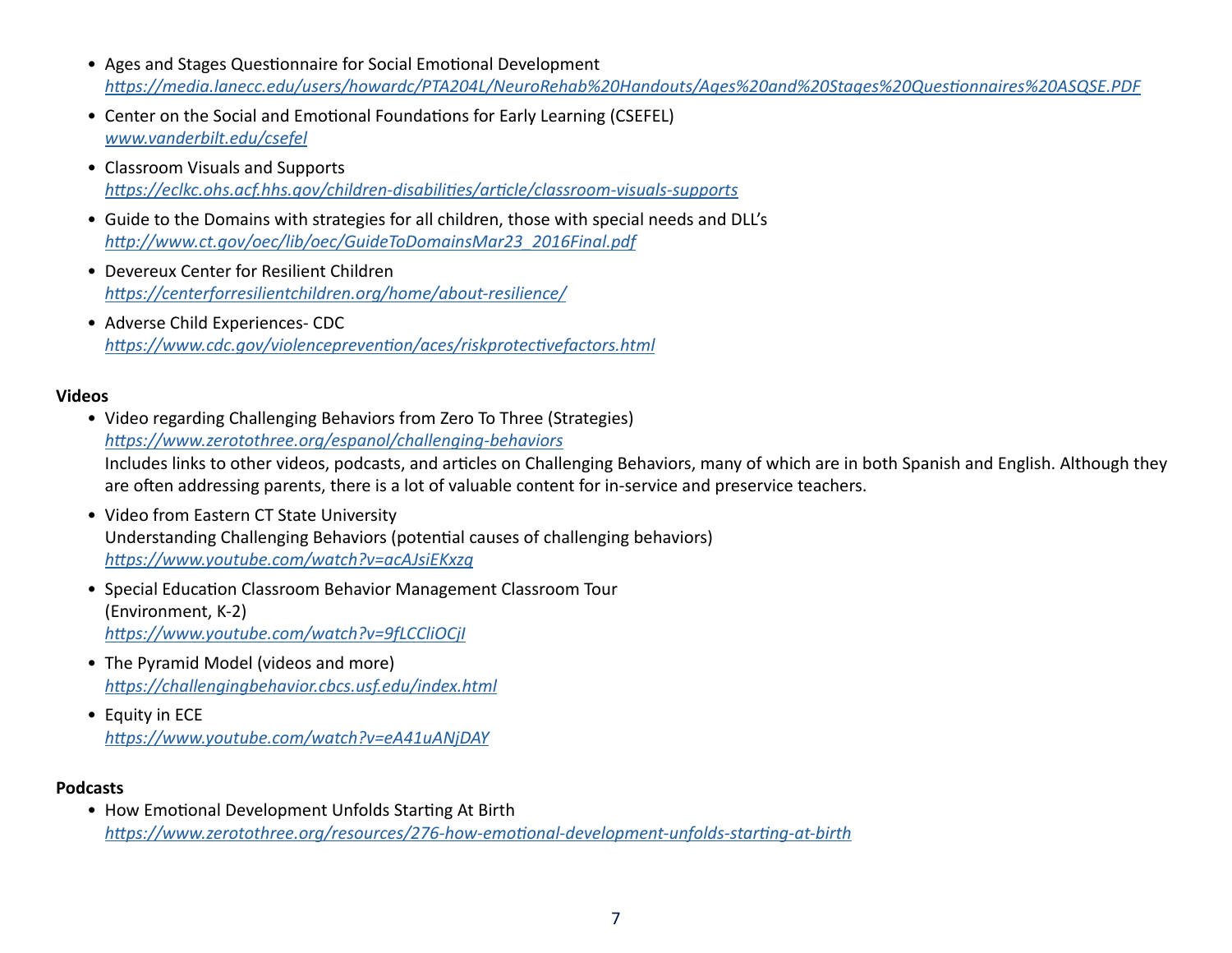- Ages and Stages Questionnaire for Social Emotional Development
  https://media.lanecc.edu/users/howardc/PTA204L/NeuroRehab%20Handouts/Ages%20and%20Stages%20Questionnaires%20ASQSE.PDF
- Center on the Social and Emotional Foundations for Early Learning (CSEFEL)
  www.vanderbilt.edu/csefel
- Classroom Visuals and Supports
  https://eclkc.ohs.acf.hhs.gov/children-disabilities/article/classroom-visuals-supports
- Guide to the Domains with strategies for all children, those with special needs and DLL's
  http://www.ct.gov/oec/lib/oec/GuideToDomainsMar23_2016Final.pdf
- Devereux Center for Resilient Children
  https://centerforresilientchildren.org/home/about-resilience/
- Adverse Child Experiences- CDC
  https://www.cdc.gov/violenceprevention/aces/riskprotectivefactors.html

**Videos**

- Video regarding Challenging Behaviors from Zero To Three (Strategies)
  https://www.zerotothree.org/espanol/challenging-behaviors
  Includes links to other videos, podcasts, and articles on Challenging Behaviors, many of which are in both Spanish and English. Although they are often addressing parents, there is a lot of valuable content for in-service and preservice teachers.
- Video from Eastern CT State University
  Understanding Challenging Behaviors (potential causes of challenging behaviors)
  https://www.youtube.com/watch?v=acAJsiEKxzg
- Special Education Classroom Behavior Management Classroom Tour
  (Environment, K-2)
  https://www.youtube.com/watch?v=9fLCCliOCjI
- The Pyramid Model (videos and more)
  https://challengingbehavior.cbcs.usf.edu/index.html
- Equity in ECE
  https://www.youtube.com/watch?v=eA41uANjDAY

**Podcasts**

- How Emotional Development Unfolds Starting At Birth
  https://www.zerotothree.org/resources/276-how-emotional-development-unfolds-starting-at-birth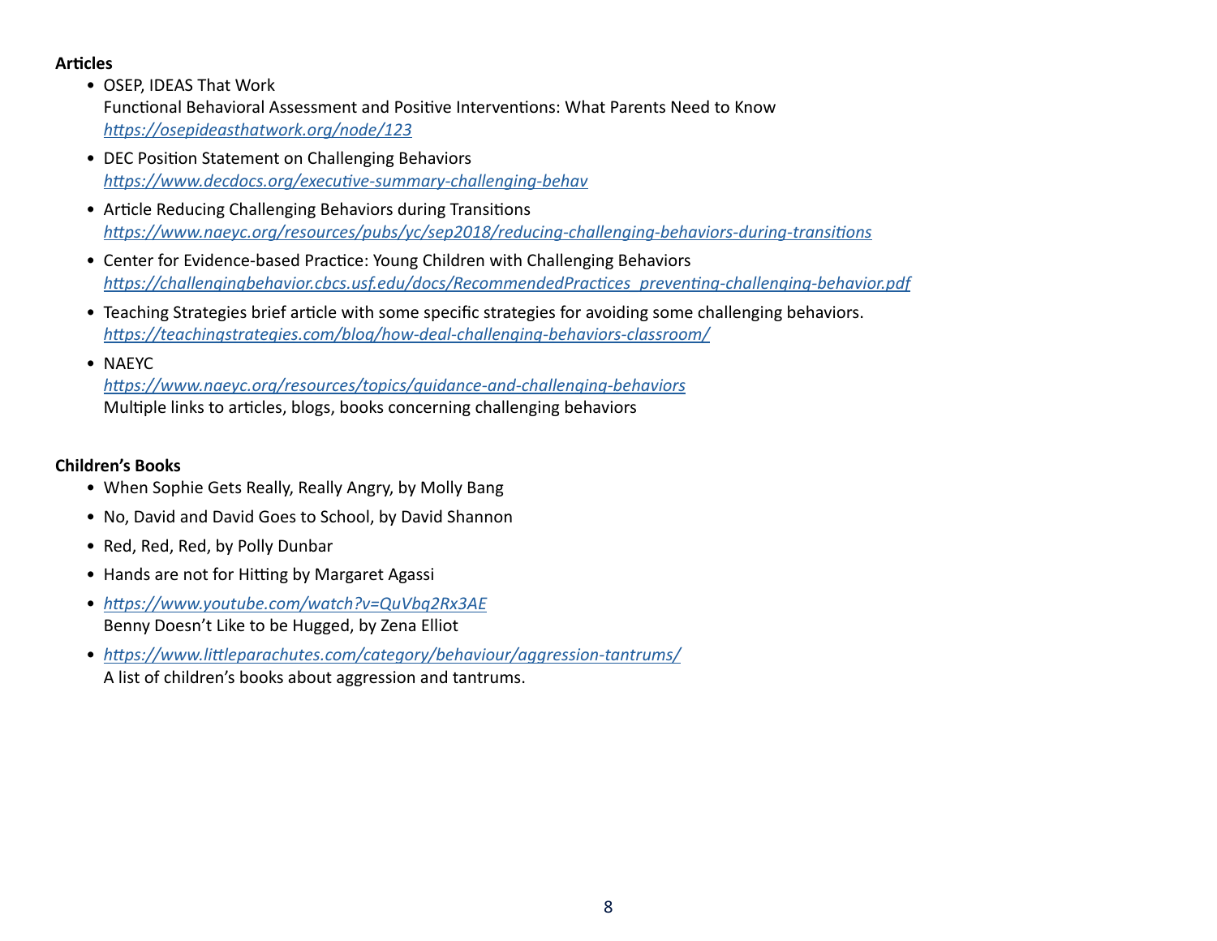**Articles**

- OSEP, IDEAS That Work
  Functional Behavioral Assessment and Positive Interventions: What Parents Need to Know
  *https://osepideasthatwork.org/node/123*
- DEC Position Statement on Challenging Behaviors
  *https://www.decdocs.org/executive-summary-challenging-behav*
- Article Reducing Challenging Behaviors during Transitions
  *https://www.naeyc.org/resources/pubs/yc/sep2018/reducing-challenging-behaviors-during-transitions*
- Center for Evidence-based Practice: Young Children with Challenging Behaviors
  *https://challengingbehavior.cbcs.usf.edu/docs/RecommendedPractices_preventing-challenging-behavior.pdf*
- Teaching Strategies brief article with some specific strategies for avoiding some challenging behaviors.
  *https://teachingstrategies.com/blog/how-deal-challenging-behaviors-classroom/*
- NAEYC
  *https://www.naeyc.org/resources/topics/guidance-and-challenging-behaviors*
  Multiple links to articles, blogs, books concerning challenging behaviors

**Children's Books**

- When Sophie Gets Really, Really Angry, by Molly Bang
- No, David and David Goes to School, by David Shannon
- Red, Red, Red, by Polly Dunbar
- Hands are not for Hitting by Margaret Agassi
- *https://www.youtube.com/watch?v=QuVbq2Rx3AE*
  Benny Doesn't Like to be Hugged, by Zena Elliot
- *https://www.littleparachutes.com/category/behaviour/aggression-tantrums/*
  A list of children's books about aggression and tantrums.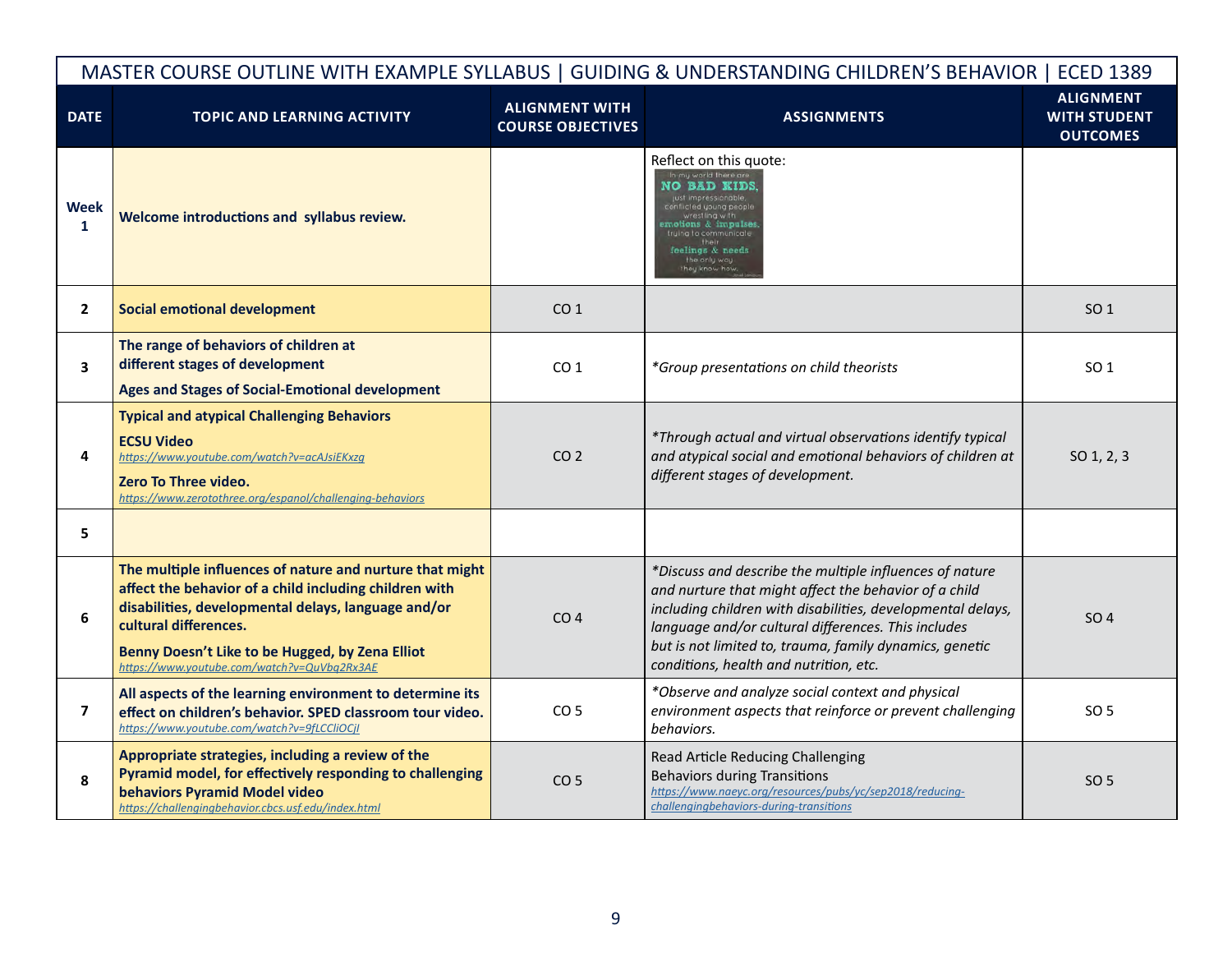| MASTER COURSE OUTLINE WITH EXAMPLE SYLLABUS \| GUIDING & UNDERSTANDING CHILDREN'S BEHAVIOR \| ECED 1389 | | | | |
|---|---|---|---|---|
| **DATE** | **TOPIC AND LEARNING ACTIVITY** | **ALIGNMENT WITH COURSE OBJECTIVES** | **ASSIGNMENTS** | **ALIGNMENT WITH STUDENT OUTCOMES** |
| **Week 1** | **Welcome introductions and syllabus review.** | | Reflect on this quote: In my world there are NO BAD KIDS, just impressionable, conflicted young people wrestling with emotions & impulses, trying to communicate their feelings & needs the only way they know how. | |
| **2** | **Social emotional development** | CO 1 | | SO 1 |
| **3** | **The range of behaviors of children at different stages of development**<br>**Ages and Stages of Social-Emotional development** | CO 1 | *\*Group presentations on child theorists* | SO 1 |
| **4** | **Typical and atypical Challenging Behaviors**<br>**ECSU Video** https://www.youtube.com/watch?v=acAJsiEKxzg<br>**Zero To Three video.** https://www.zerotothree.org/espanol/challenging-behaviors | CO 2 | *\*Through actual and virtual observations identify typical and atypical social and emotional behaviors of children at different stages of development.* | SO 1, 2, 3 |
| **5** | | | | |
| **6** | **The multiple influences of nature and nurture that might affect the behavior of a child including children with disabilities, developmental delays, language and/or cultural differences.**<br>**Benny Doesn't Like to be Hugged, by Zena Elliot** https://www.youtube.com/watch?v=QuVbg2Rx3AE | CO 4 | *\*Discuss and describe the multiple influences of nature and nurture that might affect the behavior of a child including children with disabilities, developmental delays, language and/or cultural differences. This includes but is not limited to, trauma, family dynamics, genetic conditions, health and nutrition, etc.* | SO 4 |
| **7** | **All aspects of the learning environment to determine its effect on children's behavior. SPED classroom tour video.** https://www.youtube.com/watch?v=9fLCCliOCjI | CO 5 | *\*Observe and analyze social context and physical environment aspects that reinforce or prevent challenging behaviors.* | SO 5 |
| **8** | **Appropriate strategies, including a review of the Pyramid model, for effectively responding to challenging behaviors Pyramid Model video** https://challengingbehavior.cbcs.usf.edu/index.html | CO 5 | Read Article Reducing Challenging Behaviors during Transitions https://www.naeyc.org/resources/pubs/yc/sep2018/reducing-challengingbehaviors-during-transitions | SO 5 |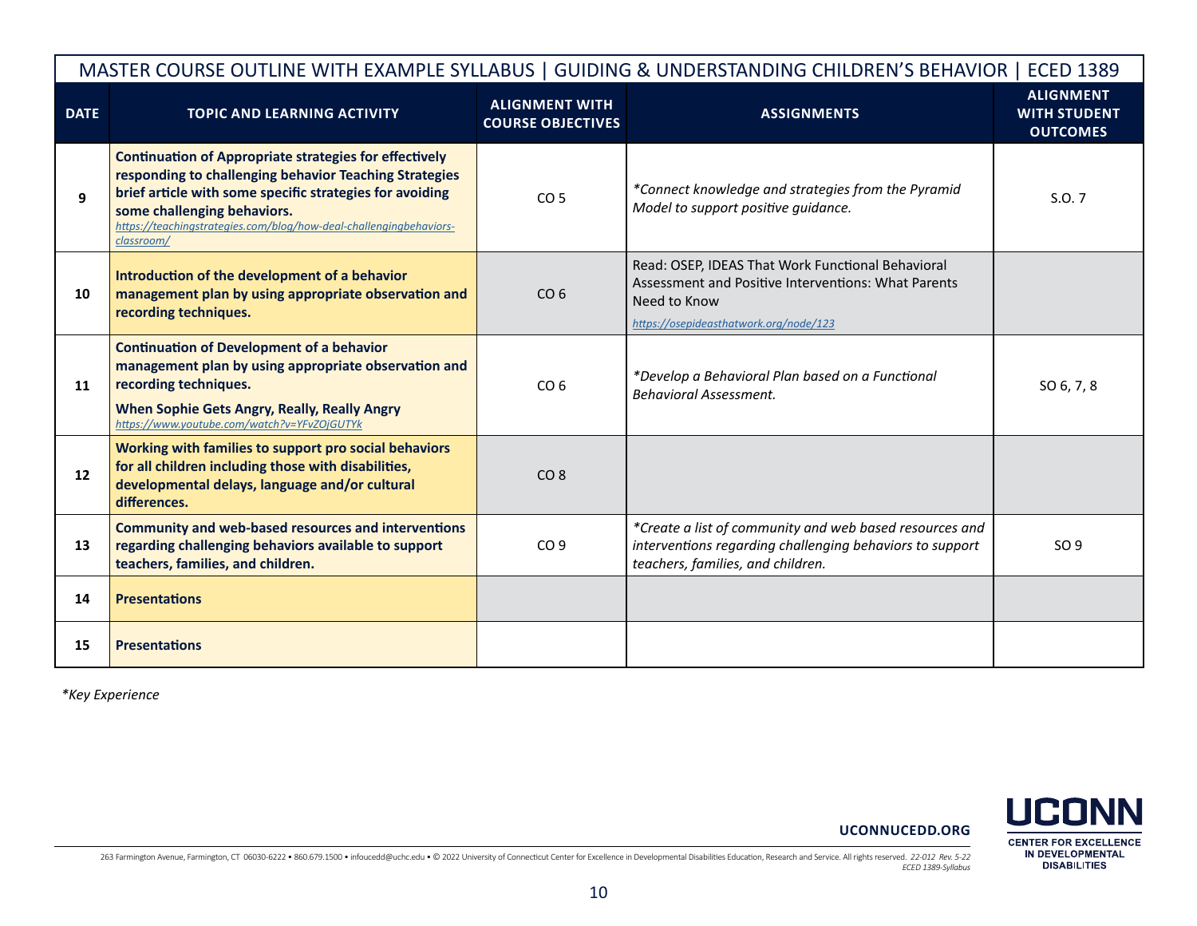## MASTER COURSE OUTLINE WITH EXAMPLE SYLLABUS | GUIDING & UNDERSTANDING CHILDREN'S BEHAVIOR | ECED 1389

| DATE | TOPIC AND LEARNING ACTIVITY | ALIGNMENT WITH COURSE OBJECTIVES | ASSIGNMENTS | ALIGNMENT WITH STUDENT OUTCOMES |
|---|---|---|---|---|
| 9 | **Continuation of Appropriate strategies for effectively responding to challenging behavior Teaching Strategies brief article with some specific strategies for avoiding some challenging behaviors.** https://teachingstrategies.com/blog/how-deal-challengingbehaviors-classroom/ | CO 5 | *\*Connect knowledge and strategies from the Pyramid Model to support positive guidance.* | S.O. 7 |
| 10 | **Introduction of the development of a behavior management plan by using appropriate observation and recording techniques.** | CO 6 | Read: OSEP, IDEAS That Work Functional Behavioral Assessment and Positive Interventions: What Parents Need to Know https://osepideasthatwork.org/node/123 | |
| 11 | **Continuation of Development of a behavior management plan by using appropriate observation and recording techniques.** **When Sophie Gets Angry, Really, Really Angry** https://www.youtube.com/watch?v=YFvZOjGUTYk | CO 6 | *\*Develop a Behavioral Plan based on a Functional Behavioral Assessment.* | SO 6, 7, 8 |
| 12 | **Working with families to support pro social behaviors for all children including those with disabilities, developmental delays, language and/or cultural differences.** | CO 8 | | |
| 13 | **Community and web-based resources and interventions regarding challenging behaviors available to support teachers, families, and children.** | CO 9 | *\*Create a list of community and web based resources and interventions regarding challenging behaviors to support teachers, families, and children.* | SO 9 |
| 14 | **Presentations** | | | |
| 15 | **Presentations** | | | |

*\*Key Experience*

UCONNUCEDD.ORG

UCONN CENTER FOR EXCELLENCE IN DEVELOPMENTAL DISABILITIES

263 Farmington Avenue, Farmington, CT 06030-6222 • 860.679.1500 • infoucedd@uchc.edu • © 2022 University of Connecticut Center for Excellence in Developmental Disabilities Education, Research and Service. All rights reserved. *22-012 Rev. 5-22 ECED 1389-Syllabus*